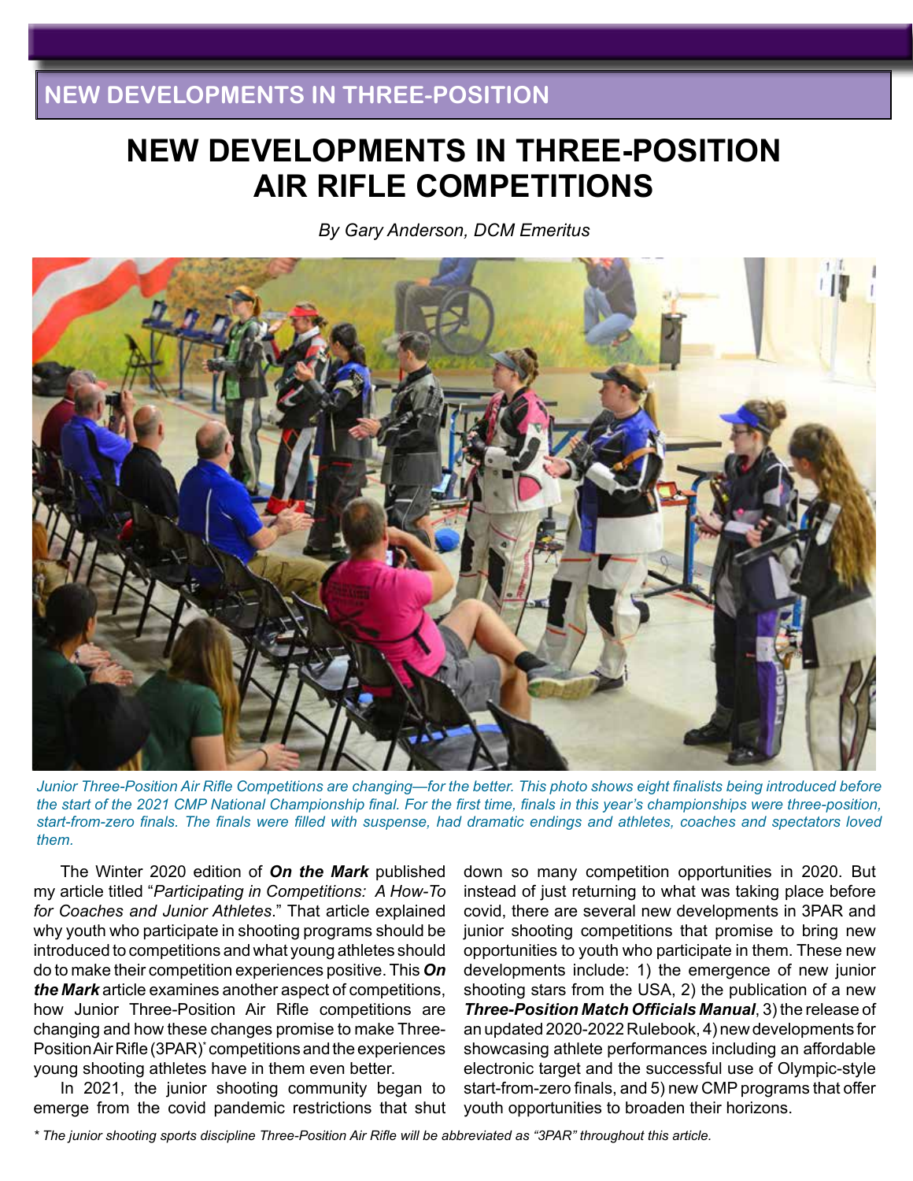# NEW DEVELOPMENTS IN THREE-POSITION AIR RIFLE COMPETITIONS

*By Gary Anderson, DCM Emeritus*

*Junior Three-Position Air Rifle Competitions are changing—for the better. This photo shows eight finalists being introduced before the start of the 2021 CMP National Championship final. For the first time, finals in this year's championships were three-position, start-from-zero finals. The finals were filled with suspense, had dramatic endings and athletes, coaches and spectators loved them.*

The Winter 2020 edition of ***On the Mark*** published my article titled "*Participating in Competitions: A How-To for Coaches and Junior Athletes*." That article explained why youth who participate in shooting programs should be introduced to competitions and what young athletes should do to make their competition experiences positive. This ***On the Mark*** article examines another aspect of competitions, how Junior Three-Position Air Rifle competitions are changing and how these changes promise to make Three-Position Air Rifle (3PAR)* competitions and the experiences young shooting athletes have in them even better.

In 2021, the junior shooting community began to emerge from the covid pandemic restrictions that shut down so many competition opportunities in 2020. But instead of just returning to what was taking place before covid, there are several new developments in 3PAR and junior shooting competitions that promise to bring new opportunities to youth who participate in them. These new developments include: 1) the emergence of new junior shooting stars from the USA, 2) the publication of a new ***Three-Position Match Officials Manual***, 3) the release of an updated 2020-2022 Rulebook, 4) new developments for showcasing athlete performances including an affordable electronic target and the successful use of Olympic-style start-from-zero finals, and 5) new CMP programs that offer youth opportunities to broaden their horizons.

*\* The junior shooting sports discipline Three-Position Air Rifle will be abbreviated as "3PAR" throughout this article.*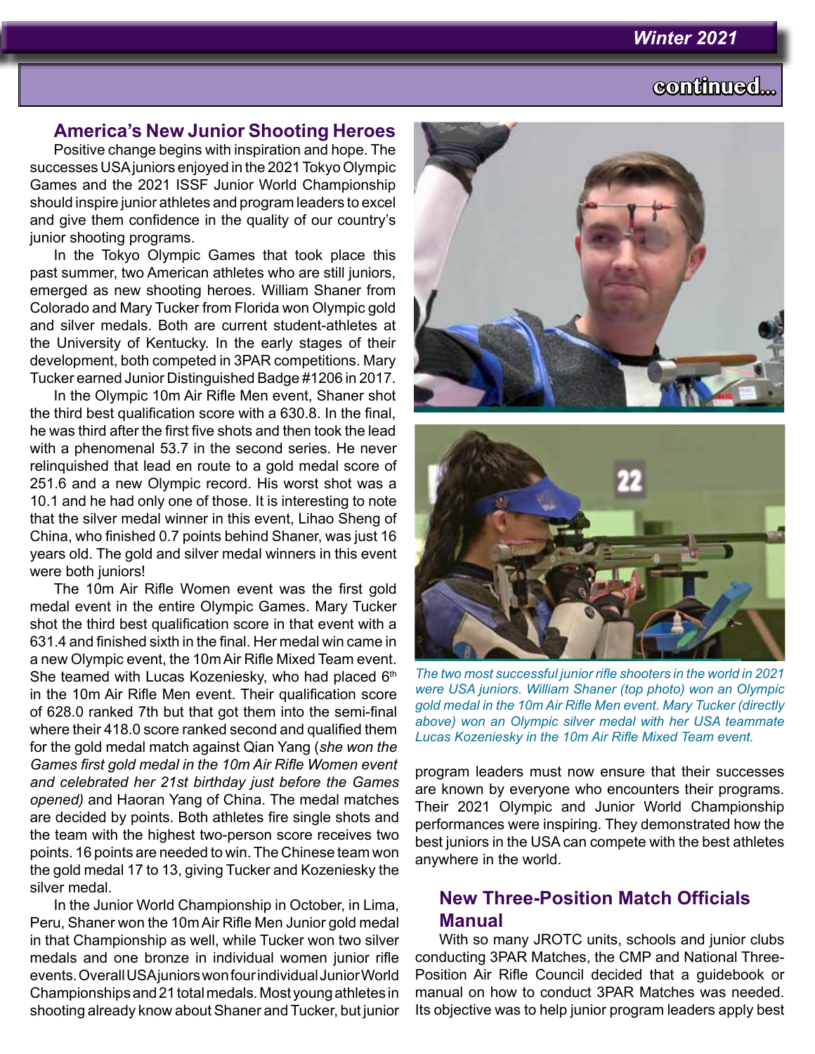continued...

## America's New Junior Shooting Heroes

Positive change begins with inspiration and hope. The successes USA juniors enjoyed in the 2021 Tokyo Olympic Games and the 2021 ISSF Junior World Championship should inspire junior athletes and program leaders to excel and give them confidence in the quality of our country's junior shooting programs.

In the Tokyo Olympic Games that took place this past summer, two American athletes who are still juniors, emerged as new shooting heroes. William Shaner from Colorado and Mary Tucker from Florida won Olympic gold and silver medals. Both are current student-athletes at the University of Kentucky. In the early stages of their development, both competed in 3PAR competitions. Mary Tucker earned Junior Distinguished Badge #1206 in 2017.

In the Olympic 10m Air Rifle Men event, Shaner shot the third best qualification score with a 630.8. In the final, he was third after the first five shots and then took the lead with a phenomenal 53.7 in the second series. He never relinquished that lead en route to a gold medal score of 251.6 and a new Olympic record. His worst shot was a 10.1 and he had only one of those. It is interesting to note that the silver medal winner in this event, Lihao Sheng of China, who finished 0.7 points behind Shaner, was just 16 years old. The gold and silver medal winners in this event were both juniors!

The 10m Air Rifle Women event was the first gold medal event in the entire Olympic Games. Mary Tucker shot the third best qualification score in that event with a 631.4 and finished sixth in the final. Her medal win came in a new Olympic event, the 10m Air Rifle Mixed Team event. She teamed with Lucas Kozeniesky, who had placed 6th in the 10m Air Rifle Men event. Their qualification score of 628.0 ranked 7th but that got them into the semi-final where their 418.0 score ranked second and qualified them for the gold medal match against Qian Yang (*she won the Games first gold medal in the 10m Air Rifle Women event and celebrated her 21st birthday just before the Games opened)* and Haoran Yang of China. The medal matches are decided by points. Both athletes fire single shots and the team with the highest two-person score receives two points. 16 points are needed to win. The Chinese team won the gold medal 17 to 13, giving Tucker and Kozeniesky the silver medal.

In the Junior World Championship in October, in Lima, Peru, Shaner won the 10m Air Rifle Men Junior gold medal in that Championship as well, while Tucker won two silver medals and one bronze in individual women junior rifle events. Overall USA juniors won four individual Junior World Championships and 21 total medals. Most young athletes in shooting already know about Shaner and Tucker, but junior program leaders must now ensure that their successes are known by everyone who encounters their programs. Their 2021 Olympic and Junior World Championship performances were inspiring. They demonstrated how the best juniors in the USA can compete with the best athletes anywhere in the world.

*The two most successful junior rifle shooters in the world in 2021 were USA juniors. William Shaner (top photo) won an Olympic gold medal in the 10m Air Rifle Men event. Mary Tucker (directly above) won an Olympic silver medal with her USA teammate Lucas Kozeniesky in the 10m Air Rifle Mixed Team event.*

## New Three-Position Match Officials Manual

With so many JROTC units, schools and junior clubs conducting 3PAR Matches, the CMP and National Three-Position Air Rifle Council decided that a guidebook or manual on how to conduct 3PAR Matches was needed. Its objective was to help junior program leaders apply best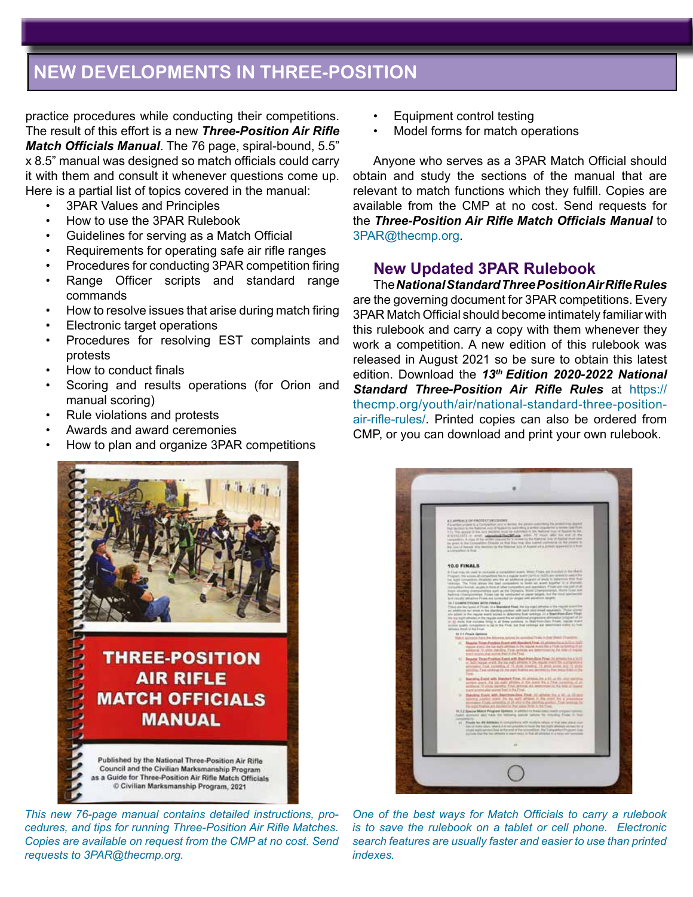## NEW DEVELOPMENTS IN THREE-POSITION

practice procedures while conducting their competitions. The result of this effort is a new ***Three-Position Air Rifle Match Officials Manual***. The 76 page, spiral-bound, 5.5" x 8.5" manual was designed so match officials could carry it with them and consult it whenever questions come up. Here is a partial list of topics covered in the manual:

- 3PAR Values and Principles
- How to use the 3PAR Rulebook
- Guidelines for serving as a Match Official
- Requirements for operating safe air rifle ranges
- Procedures for conducting 3PAR competition firing
- Range Officer scripts and standard range commands
- How to resolve issues that arise during match firing
- Electronic target operations
- Procedures for resolving EST complaints and protests
- How to conduct finals
- Scoring and results operations (for Orion and manual scoring)
- Rule violations and protests
- Awards and award ceremonies
- How to plan and organize 3PAR competitions
- Equipment control testing
- Model forms for match operations

Anyone who serves as a 3PAR Match Official should obtain and study the sections of the manual that are relevant to match functions which they fulfill. Copies are available from the CMP at no cost. Send requests for the ***Three-Position Air Rifle Match Officials Manual*** to 3PAR@thecmp.org.

### New Updated 3PAR Rulebook

The ***National Standard Three Position Air Rifle Rules*** are the governing document for 3PAR competitions. Every 3PAR Match Official should become intimately familiar with this rulebook and carry a copy with them whenever they work a competition. A new edition of this rulebook was released in August 2021 so be sure to obtain this latest edition. Download the ***13th Edition 2020-2022 National Standard Three-Position Air Rifle Rules*** at https://thecmp.org/youth/air/national-standard-three-position-air-rifle-rules/. Printed copies can also be ordered from CMP, or you can download and print your own rulebook.

*This new 76-page manual contains detailed instructions, procedures, and tips for running Three-Position Air Rifle Matches. Copies are available on request from the CMP at no cost. Send requests to 3PAR@thecmp.org.*

*One of the best ways for Match Officials to carry a rulebook is to save the rulebook on a tablet or cell phone. Electronic search features are usually faster and easier to use than printed indexes.*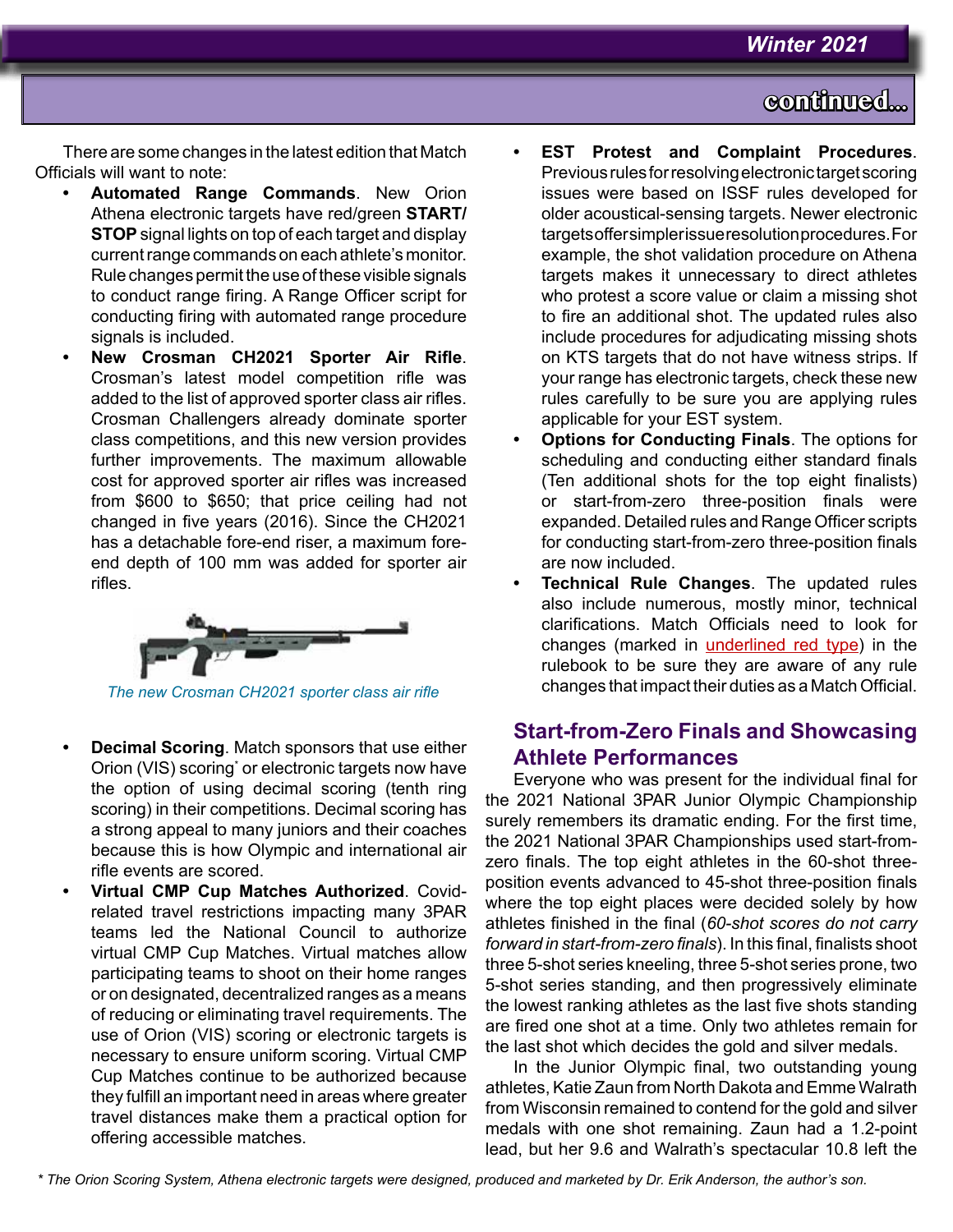There are some changes in the latest edition that Match Officials will want to note:

- **Automated Range Commands**. New Orion Athena electronic targets have red/green **START/STOP** signal lights on top of each target and display current range commands on each athlete's monitor. Rule changes permit the use of these visible signals to conduct range firing. A Range Officer script for conducting firing with automated range procedure signals is included.
- **New Crosman CH2021 Sporter Air Rifle**. Crosman's latest model competition rifle was added to the list of approved sporter class air rifles. Crosman Challengers already dominate sporter class competitions, and this new version provides further improvements. The maximum allowable cost for approved sporter air rifles was increased from $600 to $650; that price ceiling had not changed in five years (2016). Since the CH2021 has a detachable fore-end riser, a maximum fore-end depth of 100 mm was added for sporter air rifles.

*The new Crosman CH2021 sporter class air rifle*

- **Decimal Scoring**. Match sponsors that use either Orion (VIS) scoring* or electronic targets now have the option of using decimal scoring (tenth ring scoring) in their competitions. Decimal scoring has a strong appeal to many juniors and their coaches because this is how Olympic and international air rifle events are scored.
- **Virtual CMP Cup Matches Authorized**. Covid-related travel restrictions impacting many 3PAR teams led the National Council to authorize virtual CMP Cup Matches. Virtual matches allow participating teams to shoot on their home ranges or on designated, decentralized ranges as a means of reducing or eliminating travel requirements. The use of Orion (VIS) scoring or electronic targets is necessary to ensure uniform scoring. Virtual CMP Cup Matches continue to be authorized because they fulfill an important need in areas where greater travel distances make them a practical option for offering accessible matches.
- **EST Protest and Complaint Procedures**. Previous rules for resolving electronic target scoring issues were based on ISSF rules developed for older acoustical-sensing targets. Newer electronic targets offer simpler issue resolution procedures. For example, the shot validation procedure on Athena targets makes it unnecessary to direct athletes who protest a score value or claim a missing shot to fire an additional shot. The updated rules also include procedures for adjudicating missing shots on KTS targets that do not have witness strips. If your range has electronic targets, check these new rules carefully to be sure you are applying rules applicable for your EST system.
- **Options for Conducting Finals**. The options for scheduling and conducting either standard finals (Ten additional shots for the top eight finalists) or start-from-zero three-position finals were expanded. Detailed rules and Range Officer scripts for conducting start-from-zero three-position finals are now included.
- **Technical Rule Changes**. The updated rules also include numerous, mostly minor, technical clarifications. Match Officials need to look for changes (marked in underlined red type) in the rulebook to be sure they are aware of any rule changes that impact their duties as a Match Official.

## Start-from-Zero Finals and Showcasing Athlete Performances

Everyone who was present for the individual final for the 2021 National 3PAR Junior Olympic Championship surely remembers its dramatic ending. For the first time, the 2021 National 3PAR Championships used start-from-zero finals. The top eight athletes in the 60-shot three-position events advanced to 45-shot three-position finals where the top eight places were decided solely by how athletes finished in the final (*60-shot scores do not carry forward in start-from-zero finals*). In this final, finalists shoot three 5-shot series kneeling, three 5-shot series prone, two 5-shot series standing, and then progressively eliminate the lowest ranking athletes as the last five shots standing are fired one shot at a time. Only two athletes remain for the last shot which decides the gold and silver medals.

In the Junior Olympic final, two outstanding young athletes, Katie Zaun from North Dakota and Emme Walrath from Wisconsin remained to contend for the gold and silver medals with one shot remaining. Zaun had a 1.2-point lead, but her 9.6 and Walrath's spectacular 10.8 left the

*\* The Orion Scoring System, Athena electronic targets were designed, produced and marketed by Dr. Erik Anderson, the author's son.*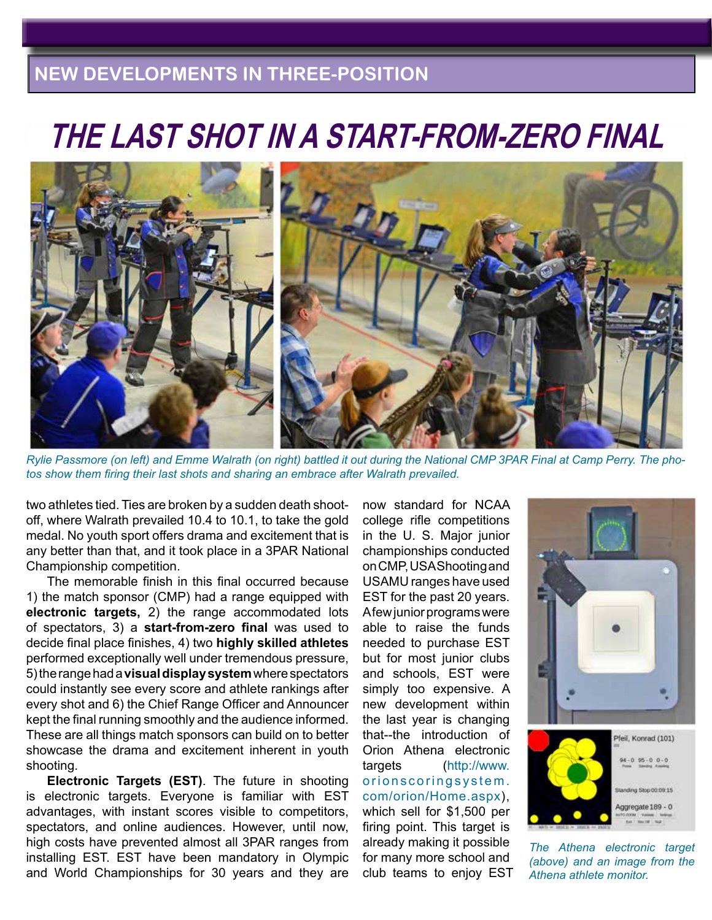## NEW DEVELOPMENTS IN THREE-POSITION

# *THE LAST SHOT IN A START-FROM-ZERO FINAL*

*Rylie Passmore (on left) and Emme Walrath (on right) battled it out during the National CMP 3PAR Final at Camp Perry. The photos show them firing their last shots and sharing an embrace after Walrath prevailed.*

two athletes tied. Ties are broken by a sudden death shoot-off, where Walrath prevailed 10.4 to 10.1, to take the gold medal. No youth sport offers drama and excitement that is any better than that, and it took place in a 3PAR National Championship competition.

The memorable finish in this final occurred because 1) the match sponsor (CMP) had a range equipped with **electronic targets,** 2) the range accommodated lots of spectators, 3) a **start-from-zero final** was used to decide final place finishes, 4) two **highly skilled athletes** performed exceptionally well under tremendous pressure, 5) the range had a **visual display system** where spectators could instantly see every score and athlete rankings after every shot and 6) the Chief Range Officer and Announcer kept the final running smoothly and the audience informed. These are all things match sponsors can build on to better showcase the drama and excitement inherent in youth shooting.

**Electronic Targets (EST)**. The future in shooting is electronic targets. Everyone is familiar with EST advantages, with instant scores visible to competitors, spectators, and online audiences. However, until now, high costs have prevented almost all 3PAR ranges from installing EST. EST have been mandatory in Olympic and World Championships for 30 years and they are now standard for NCAA college rifle competitions in the U. S. Major junior championships conducted on CMP, USA Shooting and USAMU ranges have used EST for the past 20 years. A few junior programs were able to raise the funds needed to purchase EST but for most junior clubs and schools, EST were simply too expensive. A new development within the last year is changing that--the introduction of Orion Athena electronic targets (http://www.orionscoringsystem.com/orion/Home.aspx), which sell for $1,500 per firing point. This target is already making it possible for many more school and club teams to enjoy EST

*The Athena electronic target (above) and an image from the Athena athlete monitor.*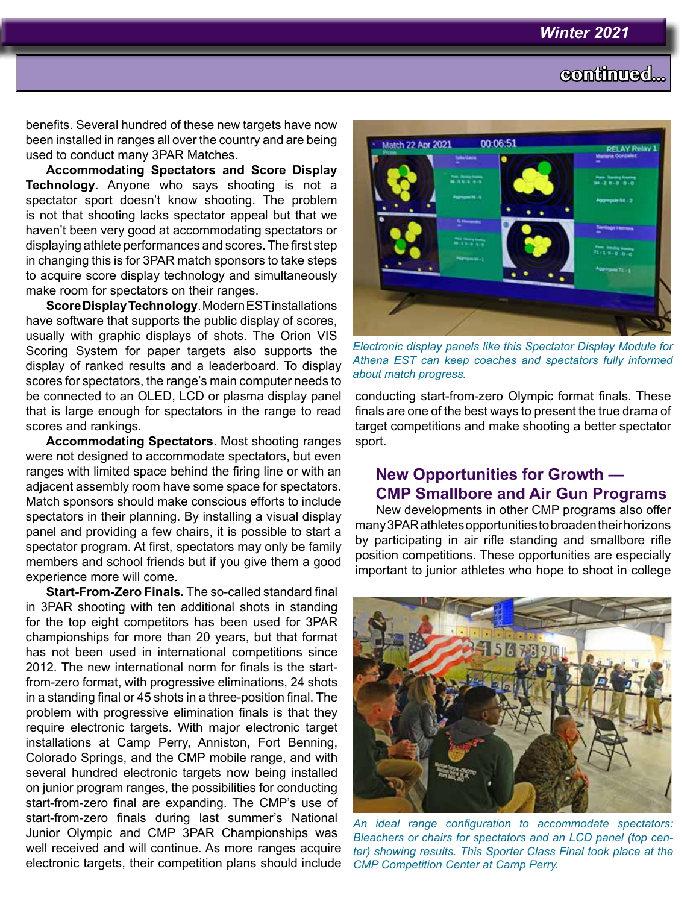benefits. Several hundred of these new targets have now been installed in ranges all over the country and are being used to conduct many 3PAR Matches.

**Accommodating Spectators and Score Display Technology**. Anyone who says shooting is not a spectator sport doesn't know shooting. The problem is not that shooting lacks spectator appeal but that we haven't been very good at accommodating spectators or displaying athlete performances and scores. The first step in changing this is for 3PAR match sponsors to take steps to acquire score display technology and simultaneously make room for spectators on their ranges.

**Score Display Technology**. Modern EST installations have software that supports the public display of scores, usually with graphic displays of shots. The Orion VIS Scoring System for paper targets also supports the display of ranked results and a leaderboard. To display scores for spectators, the range's main computer needs to be connected to an OLED, LCD or plasma display panel that is large enough for spectators in the range to read scores and rankings.

**Accommodating Spectators**. Most shooting ranges were not designed to accommodate spectators, but even ranges with limited space behind the firing line or with an adjacent assembly room have some space for spectators. Match sponsors should make conscious efforts to include spectators in their planning. By installing a visual display panel and providing a few chairs, it is possible to start a spectator program. At first, spectators may only be family members and school friends but if you give them a good experience more will come.

**Start-From-Zero Finals.** The so-called standard final in 3PAR shooting with ten additional shots in standing for the top eight competitors has been used for 3PAR championships for more than 20 years, but that format has not been used in international competitions since 2012. The new international norm for finals is the start-from-zero format, with progressive eliminations, 24 shots in a standing final or 45 shots in a three-position final. The problem with progressive elimination finals is that they require electronic targets. With major electronic target installations at Camp Perry, Anniston, Fort Benning, Colorado Springs, and the CMP mobile range, and with several hundred electronic targets now being installed on junior program ranges, the possibilities for conducting start-from-zero final are expanding. The CMP's use of start-from-zero finals during last summer's National Junior Olympic and CMP 3PAR Championships was well received and will continue. As more ranges acquire electronic targets, their competition plans should include conducting start-from-zero Olympic format finals. These finals are one of the best ways to present the true drama of target competitions and make shooting a better spectator sport.

*Electronic display panels like this Spectator Display Module for Athena EST can keep coaches and spectators fully informed about match progress.*

## New Opportunities for Growth — CMP Smallbore and Air Gun Programs

New developments in other CMP programs also offer many 3PAR athletes opportunities to broaden their horizons by participating in air rifle standing and smallbore rifle position competitions. These opportunities are especially important to junior athletes who hope to shoot in college

*An ideal range configuration to accommodate spectators: Bleachers or chairs for spectators and an LCD panel (top center) showing results. This Sporter Class Final took place at the CMP Competition Center at Camp Perry.*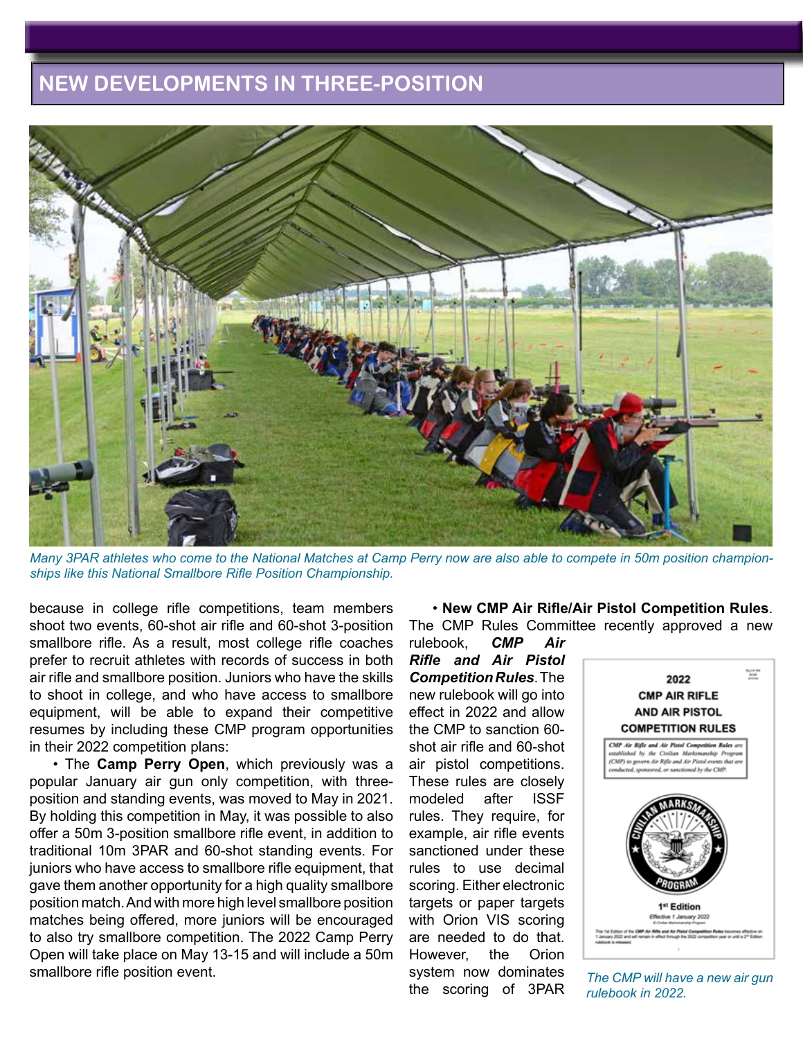## NEW DEVELOPMENTS IN THREE-POSITION

*Many 3PAR athletes who come to the National Matches at Camp Perry now are also able to compete in 50m position championships like this National Smallbore Rifle Position Championship.*

because in college rifle competitions, team members shoot two events, 60-shot air rifle and 60-shot 3-position smallbore rifle. As a result, most college rifle coaches prefer to recruit athletes with records of success in both air rifle and smallbore position. Juniors who have the skills to shoot in college, and who have access to smallbore equipment, will be able to expand their competitive resumes by including these CMP program opportunities in their 2022 competition plans:

- The **Camp Perry Open**, which previously was a popular January air gun only competition, with three-position and standing events, was moved to May in 2021. By holding this competition in May, it was possible to also offer a 50m 3-position smallbore rifle event, in addition to traditional 10m 3PAR and 60-shot standing events. For juniors who have access to smallbore rifle equipment, that gave them another opportunity for a high quality smallbore position match. And with more high level smallbore position matches being offered, more juniors will be encouraged to also try smallbore competition. The 2022 Camp Perry Open will take place on May 13-15 and will include a 50m smallbore rifle position event.

- **New CMP Air Rifle/Air Pistol Competition Rules**. The CMP Rules Committee recently approved a new rulebook, ***CMP Air Rifle and Air Pistol Competition Rules***. The new rulebook will go into effect in 2022 and allow the CMP to sanction 60-shot air rifle and 60-shot air pistol competitions. These rules are closely modeled after ISSF rules. They require, for example, air rifle events sanctioned under these rules to use decimal scoring. Either electronic targets or paper targets with Orion VIS scoring are needed to do that. However, the Orion system now dominates the scoring of 3PAR

*The CMP will have a new air gun rulebook in 2022.*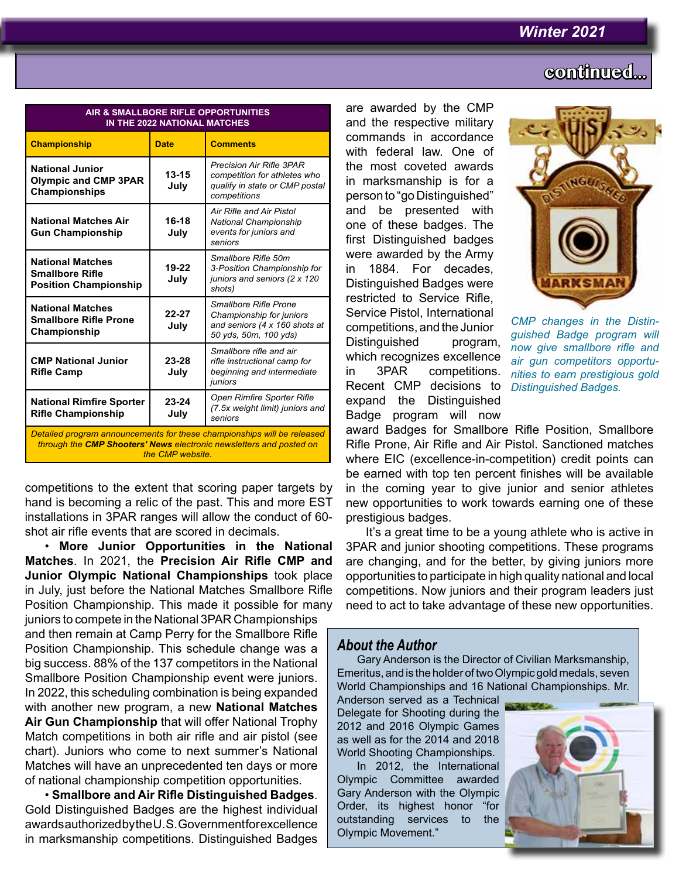continued...

| AIR & SMALLBORE RIFLE OPPORTUNITIES IN THE 2022 NATIONAL MATCHES | | |
|---|---|---|
| **Championship** | **Date** | **Comments** |
| **National Junior Olympic and CMP 3PAR Championships** | **13-15 July** | *Precision Air Rifle 3PAR competition for athletes who qualify in state or CMP postal competitions* |
| **National Matches Air Gun Championship** | **16-18 July** | *Air Rifle and Air Pistol National Championship events for juniors and seniors* |
| **National Matches Smallbore Rifle Position Championship** | **19-22 July** | *Smallbore Rifle 50m 3-Position Championship for juniors and seniors (2 x 120 shots)* |
| **National Matches Smallbore Rifle Prone Championship** | **22-27 July** | *Smallbore Rifle Prone Championship for juniors and seniors (4 x 160 shots at 50 yds, 50m, 100 yds)* |
| **CMP National Junior Rifle Camp** | **23-28 July** | *Smallbore rifle and air rifle instructional camp for beginning and intermediate juniors* |
| **National Rimfire Sporter Rifle Championship** | **23-24 July** | *Open Rimfire Sporter Rifle (7.5x weight limit) juniors and seniors* |

*Detailed program announcements for these championships will be released through the **CMP Shooters' News** electronic newsletters and posted on the CMP website.*

competitions to the extent that scoring paper targets by hand is becoming a relic of the past. This and more EST installations in 3PAR ranges will allow the conduct of 60-shot air rifle events that are scored in decimals.

• **More Junior Opportunities in the National Matches**. In 2021, the **Precision Air Rifle CMP and Junior Olympic National Championships** took place in July, just before the National Matches Smallbore Rifle Position Championship. This made it possible for many juniors to compete in the National 3PAR Championships and then remain at Camp Perry for the Smallbore Rifle Position Championship. This schedule change was a big success. 88% of the 137 competitors in the National Smallbore Position Championship event were juniors. In 2022, this scheduling combination is being expanded with another new program, a new **National Matches Air Gun Championship** that will offer National Trophy Match competitions in both air rifle and air pistol (see chart). Juniors who come to next summer's National Matches will have an unprecedented ten days or more of national championship competition opportunities.

• **Smallbore and Air Rifle Distinguished Badges**. Gold Distinguished Badges are the highest individual awards authorized by the U.S. Government for excellence in marksmanship competitions. Distinguished Badges are awarded by the CMP and the respective military commands in accordance with federal law. One of the most coveted awards in marksmanship is for a person to "go Distinguished" and be presented with one of these badges. The first Distinguished badges were awarded by the Army in 1884. For decades, Distinguished Badges were restricted to Service Rifle, Service Pistol, International competitions, and the Junior Distinguished program, which recognizes excellence in 3PAR competitions. Recent CMP decisions to expand the Distinguished Badge program will now award Badges for Smallbore Rifle Position, Smallbore Rifle Prone, Air Rifle and Air Pistol. Sanctioned matches where EIC (excellence-in-competition) credit points can be earned with top ten percent finishes will be available in the coming year to give junior and senior athletes new opportunities to work towards earning one of these prestigious badges.

*CMP changes in the Distinguished Badge program will now give smallbore rifle and air gun competitors opportunities to earn prestigious gold Distinguished Badges.*

It's a great time to be a young athlete who is active in 3PAR and junior shooting competitions. These programs are changing, and for the better, by giving juniors more opportunities to participate in high quality national and local competitions. Now juniors and their program leaders just need to act to take advantage of these new opportunities.

## *About the Author*

Gary Anderson is the Director of Civilian Marksmanship, Emeritus, and is the holder of two Olympic gold medals, seven World Championships and 16 National Championships. Mr. Anderson served as a Technical Delegate for Shooting during the 2012 and 2016 Olympic Games as well as for the 2014 and 2018 World Shooting Championships.

In 2012, the International Olympic Committee awarded Gary Anderson with the Olympic Order, its highest honor "for outstanding services to the Olympic Movement."